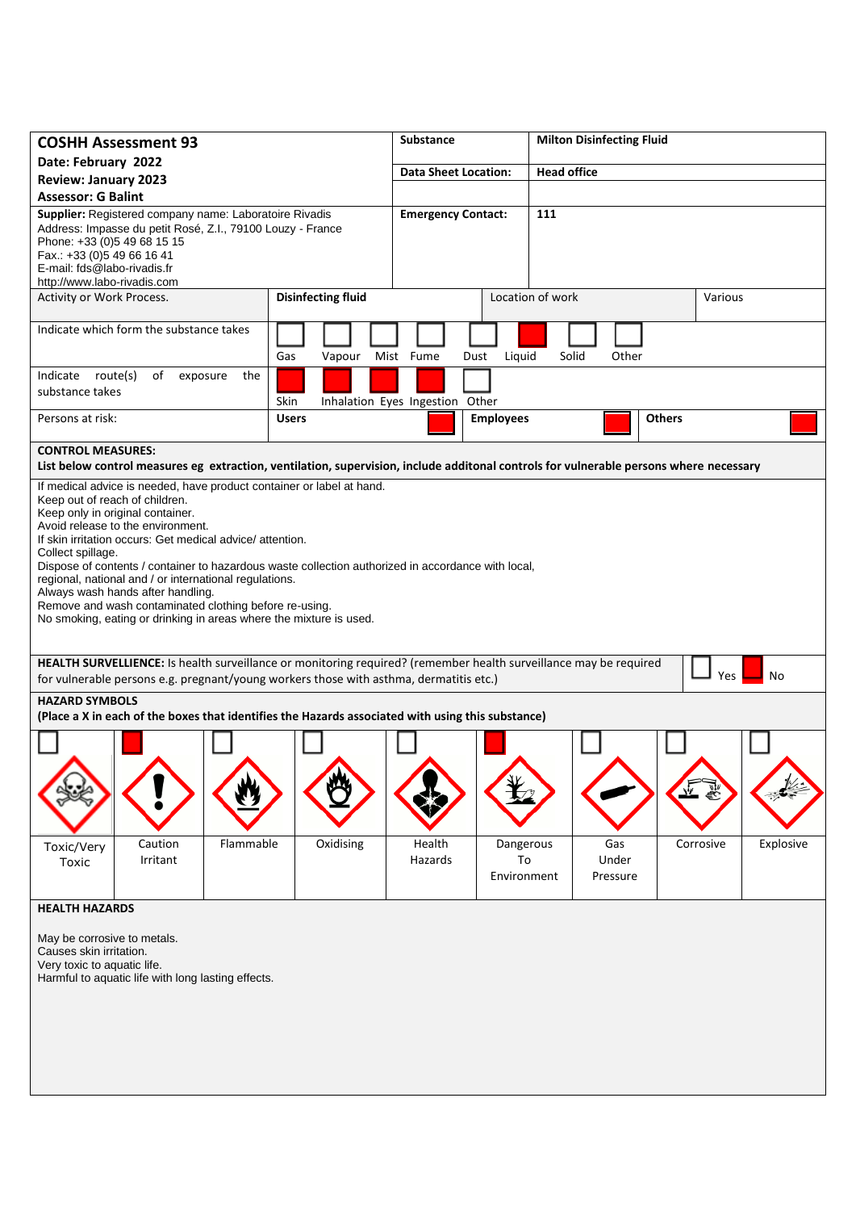| **COSHH Assessment 93** | **Substance** | **Milton Disinfecting Fluid** |
|---|---|---|
| **Date: February 2022** | **Data Sheet Location:** | **Head office** |
| **Review: January 2023** | | |
| **Assessor: G Balint** | | |
| **Supplier:** Registered company name: Laboratoire Rivadis<br>Address: Impasse du petit Rosé, Z.I., 79100 Louzy - France<br>Phone: +33 (0)5 49 68 15 15<br>Fax.: +33 (0)5 49 66 16 41<br>E-mail: fds@labo-rivadis.fr<br>http://www.labo-rivadis.com | **Emergency Contact:** | **111** |

| Activity or Work Process. | **Disinfecting fluid** | Location of work | Various |
|---|---|---|---|

**Indicate which form the substance takes**

| Gas | Vapour | Mist | Fume | Dust | Liquid | Solid | Other |
|---|---|---|---|---|---|---|---|
| | | | | | X | | |

**Indicate route(s) of exposure the substance takes**

| Skin | Inhalation | Eyes | Ingestion | Other |
|---|---|---|---|---|
| X | X | X | X | |

**Persons at risk:**

| Users | Employees | Others |
|---|---|---|
| X | X | X |

**CONTROL MEASURES:**
**List below control measures eg extraction, ventilation, supervision, include additonal controls for vulnerable persons where necessary**

If medical advice is needed, have product container or label at hand.
Keep out of reach of children.
Keep only in original container.
Avoid release to the environment.
If skin irritation occurs: Get medical advice/ attention.
Collect spillage.
Dispose of contents / container to hazardous waste collection authorized in accordance with local, regional, national and / or international regulations.
Always wash hands after handling.
Remove and wash contaminated clothing before re-using.
No smoking, eating or drinking in areas where the mixture is used.

**HEALTH SURVELLIENCE:** Is health surveillance or monitoring required? (remember health surveillance may be required for vulnerable persons e.g. pregnant/young workers those with asthma, dermatitis etc.)

| Yes | No |
|---|---|
| | X |

**HAZARD SYMBOLS**
**(Place a X in each of the boxes that identifies the Hazards associated with using this substance)**

| Toxic/Very Toxic | Caution Irritant | Flammable | Oxidising | Health Hazards | Dangerous To Environment | Gas Under Pressure | Corrosive | Explosive |
|---|---|---|---|---|---|---|---|---|
| | X | | | | X | | | |

**HEALTH HAZARDS**

May be corrosive to metals.
Causes skin irritation.
Very toxic to aquatic life.
Harmful to aquatic life with long lasting effects.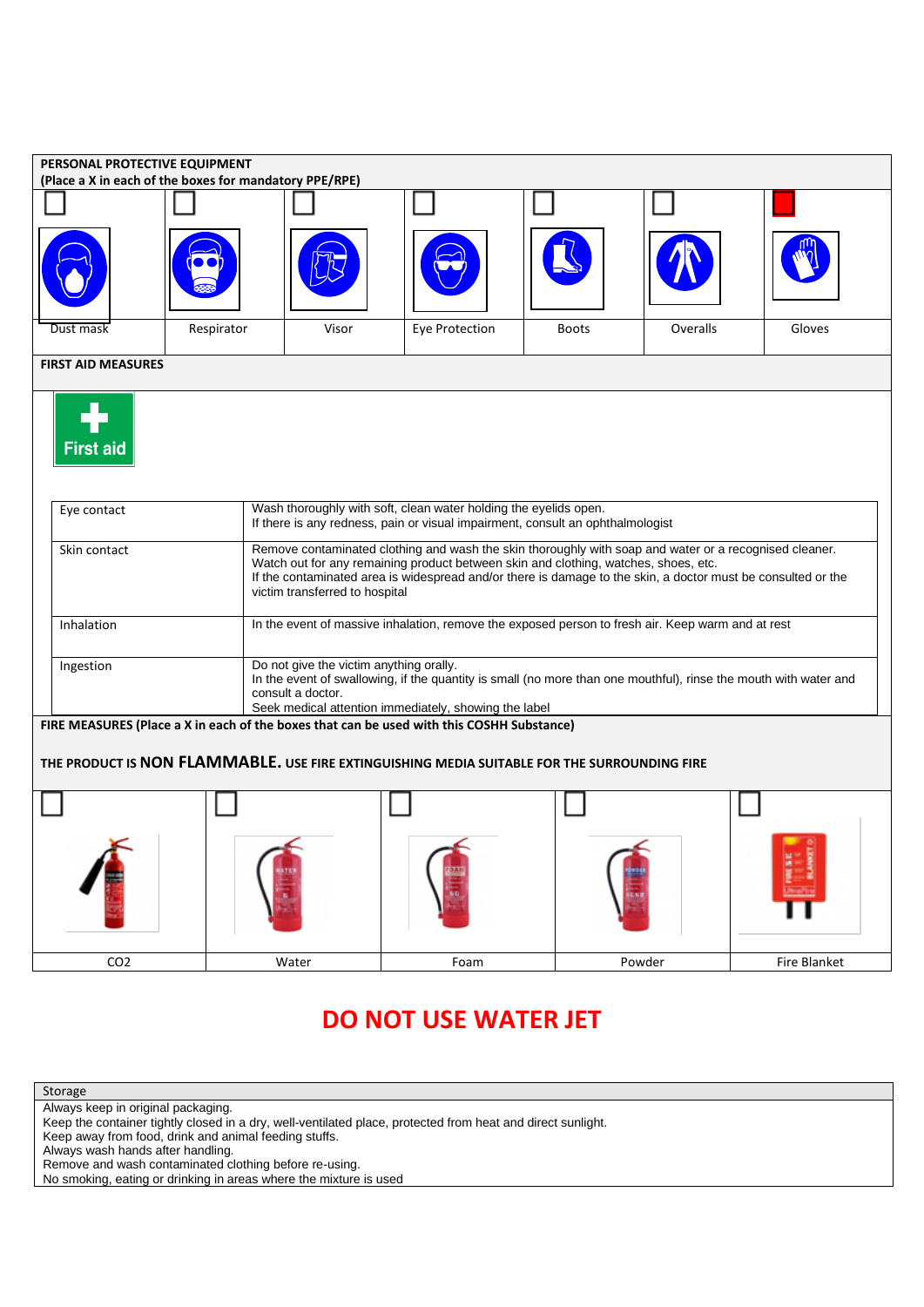## PERSONAL PROTECTIVE EQUIPMENT

**(Place a X in each of the boxes for mandatory PPE/RPE)**

| Dust mask | Respirator | Visor | Eye Protection | Boots | Overalls | Gloves |
|---|---|---|---|---|---|---|
| ☐ | ☐ | ☐ | ☐ | ☐ | ☐ | ■ |

## FIRST AID MEASURES

First aid

| | |
|---|---|
| Eye contact | Wash thoroughly with soft, clean water holding the eyelids open.<br>If there is any redness, pain or visual impairment, consult an ophthalmologist |
| Skin contact | Remove contaminated clothing and wash the skin thoroughly with soap and water or a recognised cleaner.<br>Watch out for any remaining product between skin and clothing, watches, shoes, etc.<br>If the contaminated area is widespread and/or there is damage to the skin, a doctor must be consulted or the victim transferred to hospital |
| Inhalation | In the event of massive inhalation, remove the exposed person to fresh air. Keep warm and at rest |
| Ingestion | Do not give the victim anything orally.<br>In the event of swallowing, if the quantity is small (no more than one mouthful), rinse the mouth with water and consult a doctor.<br>Seek medical attention immediately, showing the label |

## FIRE MEASURES (Place a X in each of the boxes that can be used with this COSHH Substance)

**THE PRODUCT IS NON FLAMMABLE. USE FIRE EXTINGUISHING MEDIA SUITABLE FOR THE SURROUNDING FIRE**

| $CO_2$ | Water | Foam | Powder | Fire Blanket |
|---|---|---|---|---|
| ☐ | ☐ | ☐ | ☐ | ☐ |

# DO NOT USE WATER JET

| Storage |
|---|
| Always keep in original packaging.<br>Keep the container tightly closed in a dry, well-ventilated place, protected from heat and direct sunlight.<br>Keep away from food, drink and animal feeding stuffs.<br>Always wash hands after handling.<br>Remove and wash contaminated clothing before re-using.<br>No smoking, eating or drinking in areas where the mixture is used |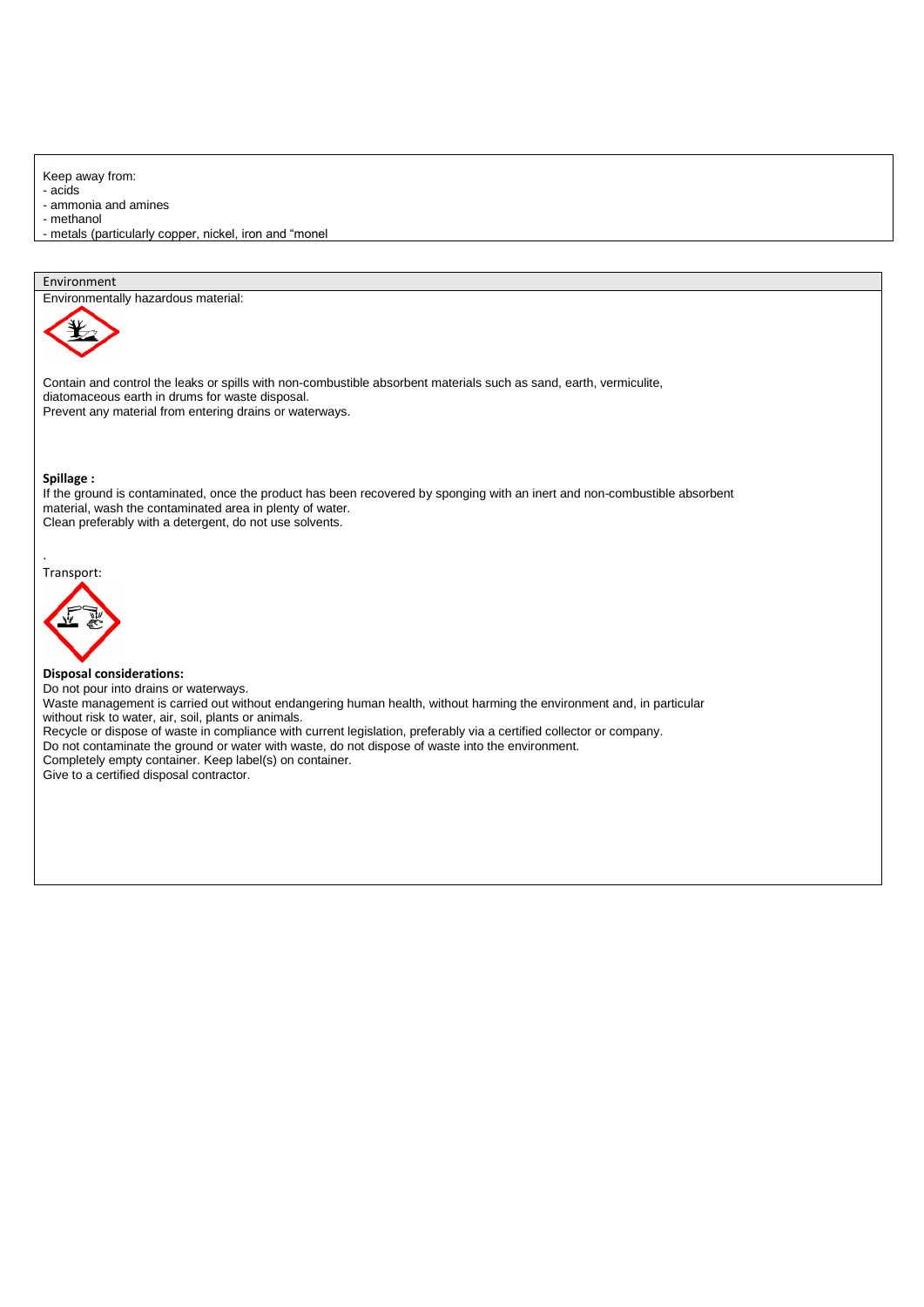Keep away from:
- acids
- ammonia and amines
- methanol
- metals (particularly copper, nickel, iron and "monel

## Environment

Environmentally hazardous material:

Contain and control the leaks or spills with non-combustible absorbent materials such as sand, earth, vermiculite, diatomaceous earth in drums for waste disposal.
Prevent any material from entering drains or waterways.

**Spillage :**
If the ground is contaminated, once the product has been recovered by sponging with an inert and non-combustible absorbent material, wash the contaminated area in plenty of water.
Clean preferably with a detergent, do not use solvents.

.
Transport:

**Disposal considerations:**
Do not pour into drains or waterways.
Waste management is carried out without endangering human health, without harming the environment and, in particular without risk to water, air, soil, plants or animals.
Recycle or dispose of waste in compliance with current legislation, preferably via a certified collector or company.
Do not contaminate the ground or water with waste, do not dispose of waste into the environment.
Completely empty container. Keep label(s) on container.
Give to a certified disposal contractor.